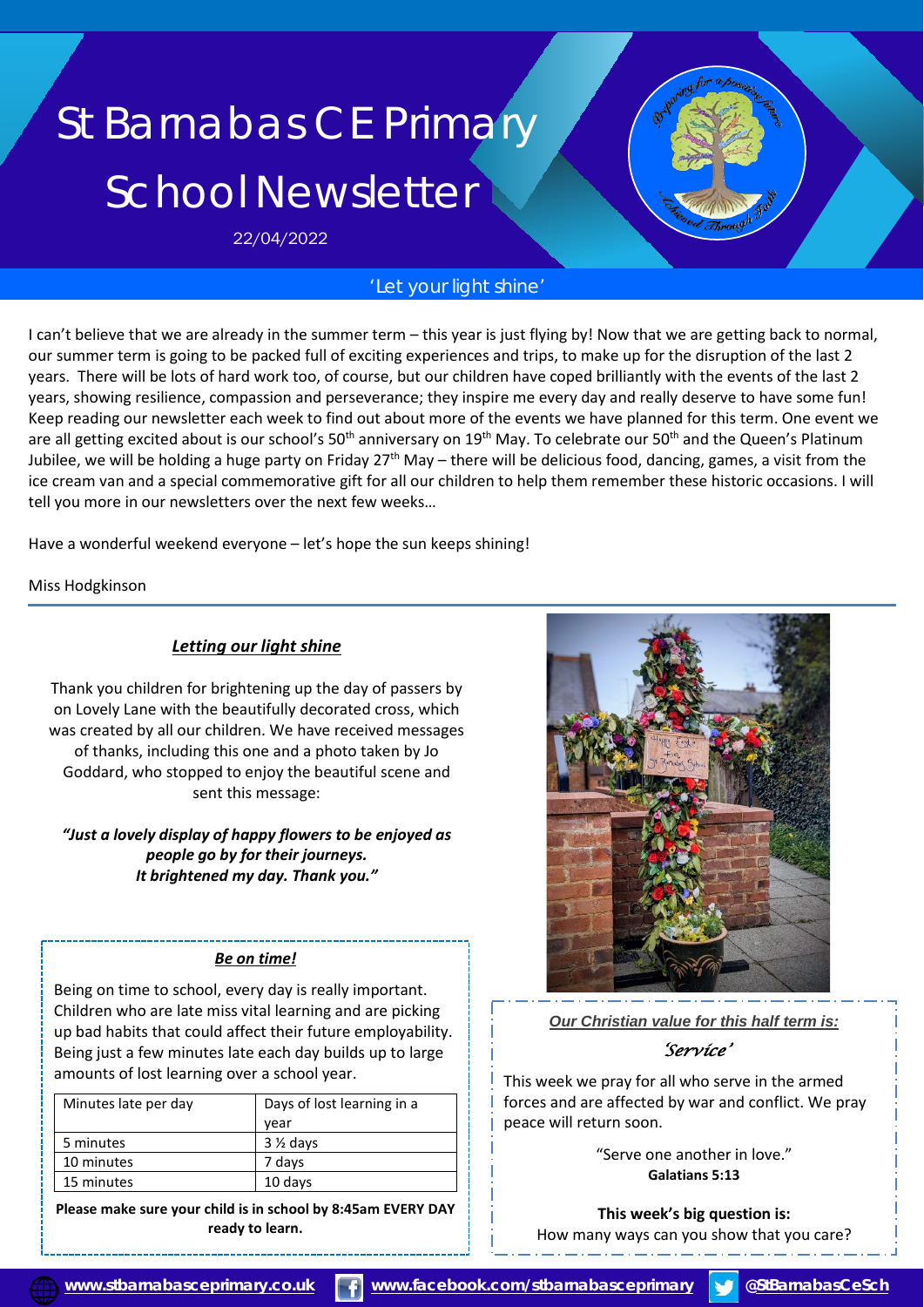# St Barnabas CE Primary School Newsletter

22/04/2022

'Let your light shine'

I can't believe that we are already in the summer term – this year is just flying by! Now that we are getting back to normal, our summer term is going to be packed full of exciting experiences and trips, to make up for the disruption of the last 2 years. There will be lots of hard work too, of course, but our children have coped brilliantly with the events of the last 2 years, showing resilience, compassion and perseverance; they inspire me every day and really deserve to have some fun! Keep reading our newsletter each week to find out about more of the events we have planned for this term. One event we are all getting excited about is our school's 50th anniversary on 19th May. To celebrate our 50th and the Queen's Platinum Jubilee, we will be holding a huge party on Friday 27th May – there will be delicious food, dancing, games, a visit from the ice cream van and a special commemorative gift for all our children to help them remember these historic occasions. I will tell you more in our newsletters over the next few weeks…

Have a wonderful weekend everyone – let's hope the sun keeps shining!

Miss Hodgkinson

## *Letting our light shine*

Thank you children for brightening up the day of passers by on Lovely Lane with the beautifully decorated cross, which was created by all our children. We have received messages of thanks, including this one and a photo taken by Jo Goddard, who stopped to enjoy the beautiful scene and sent this message:

***"Just a lovely display of happy flowers to be enjoyed as people go by for their journeys. It brightened my day. Thank you."***

## *Be on time!*

Being on time to school, every day is really important. Children who are late miss vital learning and are picking up bad habits that could affect their future employability. Being just a few minutes late each day builds up to large amounts of lost learning over a school year.

| Minutes late per day | Days of lost learning in a year |
|---|---|
| 5 minutes | 3 ½ days |
| 10 minutes | 7 days |
| 15 minutes | 10 days |

**Please make sure your child is in school by 8:45am EVERY DAY ready to learn.**

## *Our Christian value for this half term is:*

*'Service'*

This week we pray for all who serve in the armed forces and are affected by war and conflict. We pray peace will return soon.

"Serve one another in love."
**Galatians 5:13**

**This week's big question is:**
How many ways can you show that you care?

www.stbarnabasceprimary.co.uk | www.facebook.com/stbarnabasceprimary | @StBarnabasCeSch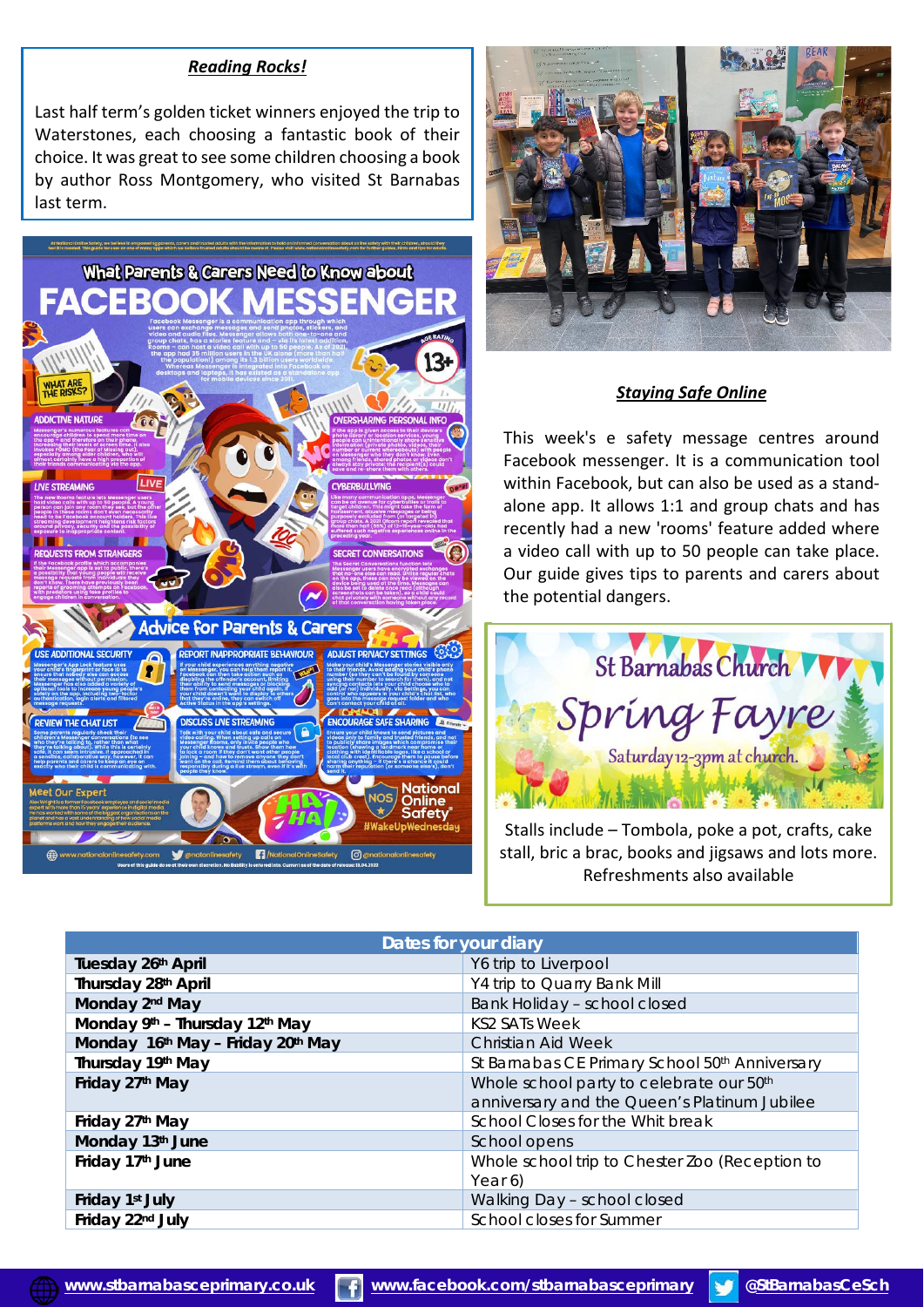## *Reading Rocks!*

Last half term's golden ticket winners enjoyed the trip to Waterstones, each choosing a fantastic book of their choice. It was great to see some children choosing a book by author Ross Montgomery, who visited St Barnabas last term.

## *Staying Safe Online*

This week's e safety message centres around Facebook messenger. It is a communication tool within Facebook, but can also be used as a stand-alone app. It allows 1:1 and group chats and has recently had a new 'rooms' feature added where a video call with up to 50 people can take place. Our guide gives tips to parents and carers about the potential dangers.

St Barnabas Church

Spring Fayre

Saturday 12-3pm at church.

Stalls include – Tombola, poke a pot, crafts, cake stall, bric a brac, books and jigsaws and lots more. Refreshments also available

| Dates for your diary | |
|---|---|
| **Tuesday 26th April** | Y6 trip to Liverpool |
| **Thursday 28th April** | Y4 trip to Quarry Bank Mill |
| **Monday 2nd May** | Bank Holiday – school closed |
| **Monday 9th – Thursday 12th May** | KS2 SATs Week |
| **Monday 16th May – Friday 20th May** | Christian Aid Week |
| **Thursday 19th May** | St Barnabas CE Primary School 50th Anniversary |
| **Friday 27th May** | Whole school party to celebrate our 50th anniversary and the Queen's Platinum Jubilee |
| **Friday 27th May** | School Closes for the Whit break |
| **Monday 13th June** | School opens |
| **Friday 17th June** | Whole school trip to Chester Zoo (Reception to Year 6) |
| **Friday 1st July** | Walking Day – school closed |
| **Friday 22nd July** | School closes for Summer |

www.stbarnabasceprimary.co.uk | www.facebook.com/stbarnabasceprimary | @StBarnabasCeSch